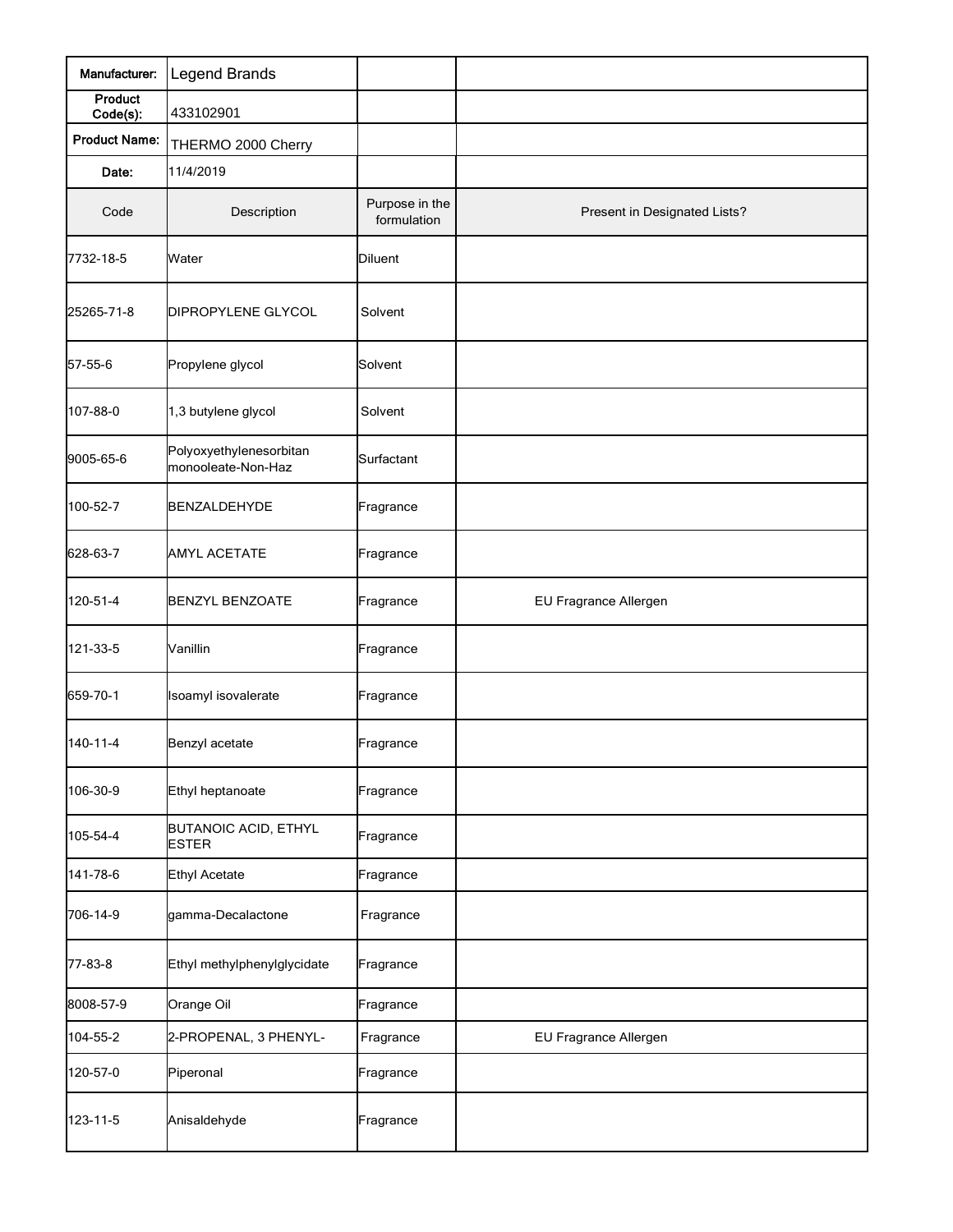| Manufacturer: | Legend Brands | | |
|---|---|---|---|
| Product Code(s): | 433102901 | | |
| Product Name: | THERMO 2000 Cherry | | |
| Date: | 11/4/2019 | | |
| Code | Description | Purpose in the formulation | Present in Designated Lists? |
| 7732-18-5 | Water | Diluent | |
| 25265-71-8 | DIPROPYLENE GLYCOL | Solvent | |
| 57-55-6 | Propylene glycol | Solvent | |
| 107-88-0 | 1,3 butylene glycol | Solvent | |
| 9005-65-6 | Polyoxyethylenesorbitan monooleate-Non-Haz | Surfactant | |
| 100-52-7 | BENZALDEHYDE | Fragrance | |
| 628-63-7 | AMYL ACETATE | Fragrance | |
| 120-51-4 | BENZYL BENZOATE | Fragrance | EU Fragrance Allergen |
| 121-33-5 | Vanillin | Fragrance | |
| 659-70-1 | Isoamyl isovalerate | Fragrance | |
| 140-11-4 | Benzyl acetate | Fragrance | |
| 106-30-9 | Ethyl heptanoate | Fragrance | |
| 105-54-4 | BUTANOIC ACID, ETHYL ESTER | Fragrance | |
| 141-78-6 | Ethyl Acetate | Fragrance | |
| 706-14-9 | gamma-Decalactone | Fragrance | |
| 77-83-8 | Ethyl methylphenylglycidate | Fragrance | |
| 8008-57-9 | Orange Oil | Fragrance | |
| 104-55-2 | 2-PROPENAL, 3 PHENYL- | Fragrance | EU Fragrance Allergen |
| 120-57-0 | Piperonal | Fragrance | |
| 123-11-5 | Anisaldehyde | Fragrance | |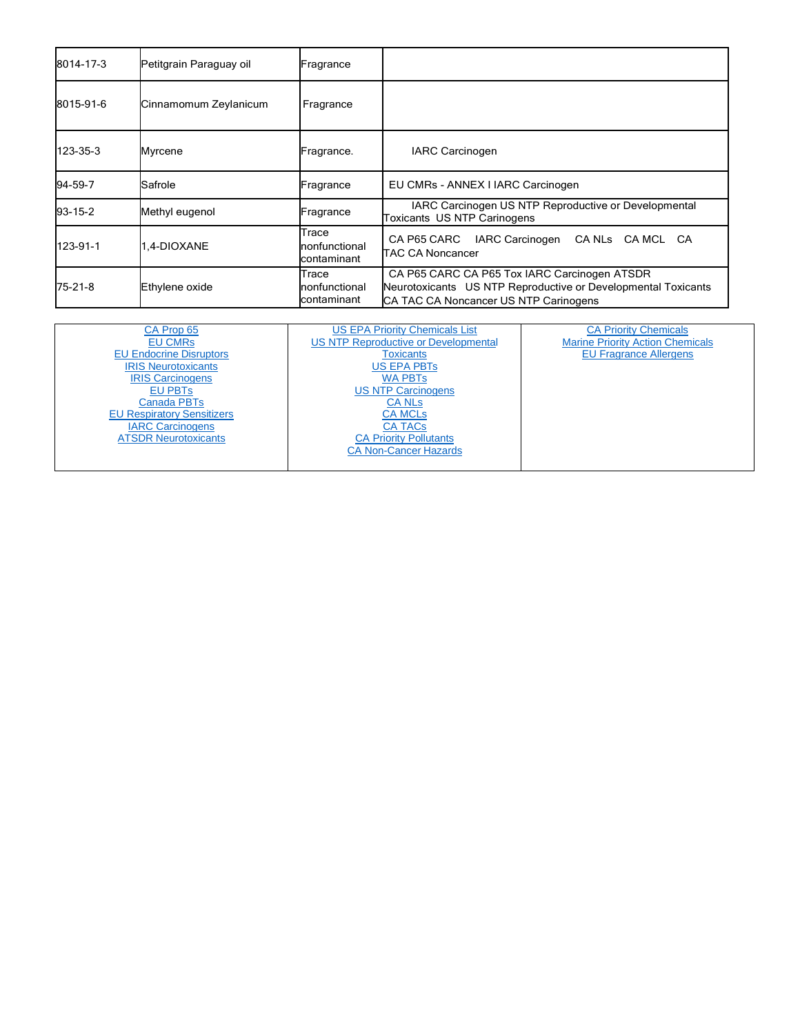| | | | |
|---|---|---|---|
| 8014-17-3 | Petitgrain Paraguay oil | Fragrance | |
| 8015-91-6 | Cinnamomum Zeylanicum | Fragrance | |
| 123-35-3 | Myrcene | Fragrance. | IARC Carcinogen |
| 94-59-7 | Safrole | Fragrance | EU CMRs - ANNEX I IARC Carcinogen |
| 93-15-2 | Methyl eugenol | Fragrance | IARC Carcinogen US NTP Reproductive or Developmental Toxicants US NTP Carinogens |
| 123-91-1 | 1,4-DIOXANE | Trace nonfunctional contaminant | CA P65 CARC IARC Carcinogen CA NLs CA MCL CA TAC CA Noncancer |
| 75-21-8 | Ethylene oxide | Trace nonfunctional contaminant | CA P65 CARC CA P65 Tox IARC Carcinogen ATSDR Neurotoxicants US NTP Reproductive or Developmental Toxicants CA TAC CA Noncancer US NTP Carinogens |

| | | |
|---|---|---|
| CA Prop 65<br>EU CMRs<br>EU Endocrine Disruptors<br>IRIS Neurotoxicants<br>IRIS Carcinogens<br>EU PBTs<br>Canada PBTs<br>EU Respiratory Sensitizers<br>IARC Carcinogens<br>ATSDR Neurotoxicants | US EPA Priority Chemicals List<br>US NTP Reproductive or Developmental Toxicants<br>US EPA PBTs<br>WA PBTs<br>US NTP Carcinogens<br>CA NLs<br>CA MCLs<br>CA TACs<br>CA Priority Pollutants<br>CA Non-Cancer Hazards | CA Priority Chemicals<br>Marine Priority Action Chemicals<br>EU Fragrance Allergens |